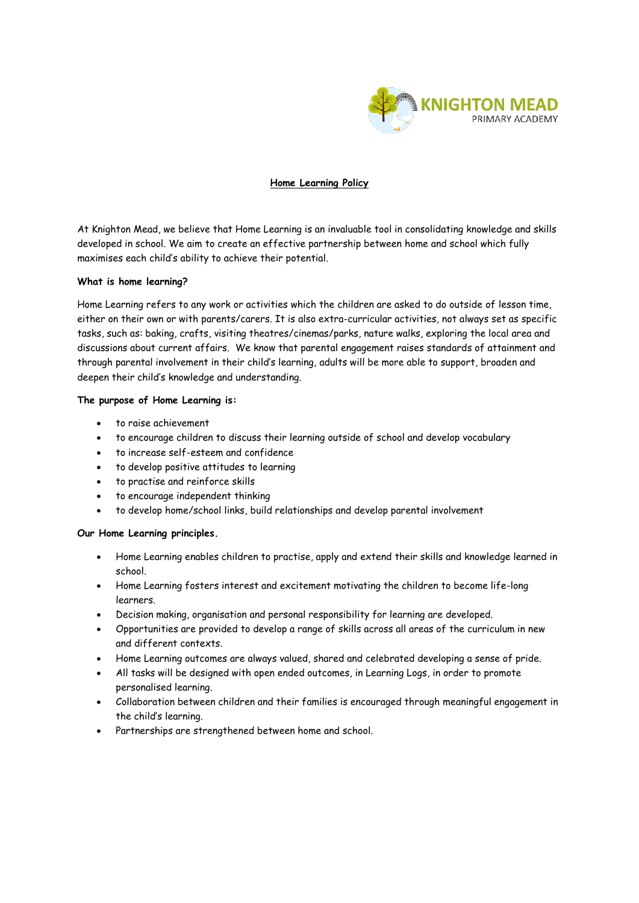KNIGHTON MEAD
PRIMARY ACADEMY

# Home Learning Policy

At Knighton Mead, we believe that Home Learning is an invaluable tool in consolidating knowledge and skills developed in school. We aim to create an effective partnership between home and school which fully maximises each child's ability to achieve their potential.

**What is home learning?**

Home Learning refers to any work or activities which the children are asked to do outside of lesson time, either on their own or with parents/carers. It is also extra-curricular activities, not always set as specific tasks, such as: baking, crafts, visiting theatres/cinemas/parks, nature walks, exploring the local area and discussions about current affairs. We know that parental engagement raises standards of attainment and through parental involvement in their child's learning, adults will be more able to support, broaden and deepen their child's knowledge and understanding.

**The purpose of Home Learning is:**

- to raise achievement
- to encourage children to discuss their learning outside of school and develop vocabulary
- to increase self-esteem and confidence
- to develop positive attitudes to learning
- to practise and reinforce skills
- to encourage independent thinking
- to develop home/school links, build relationships and develop parental involvement

**Our Home Learning principles.**

- Home Learning enables children to practise, apply and extend their skills and knowledge learned in school.
- Home Learning fosters interest and excitement motivating the children to become life-long learners.
- Decision making, organisation and personal responsibility for learning are developed.
- Opportunities are provided to develop a range of skills across all areas of the curriculum in new and different contexts.
- Home Learning outcomes are always valued, shared and celebrated developing a sense of pride.
- All tasks will be designed with open ended outcomes, in Learning Logs, in order to promote personalised learning.
- Collaboration between children and their families is encouraged through meaningful engagement in the child's learning.
- Partnerships are strengthened between home and school.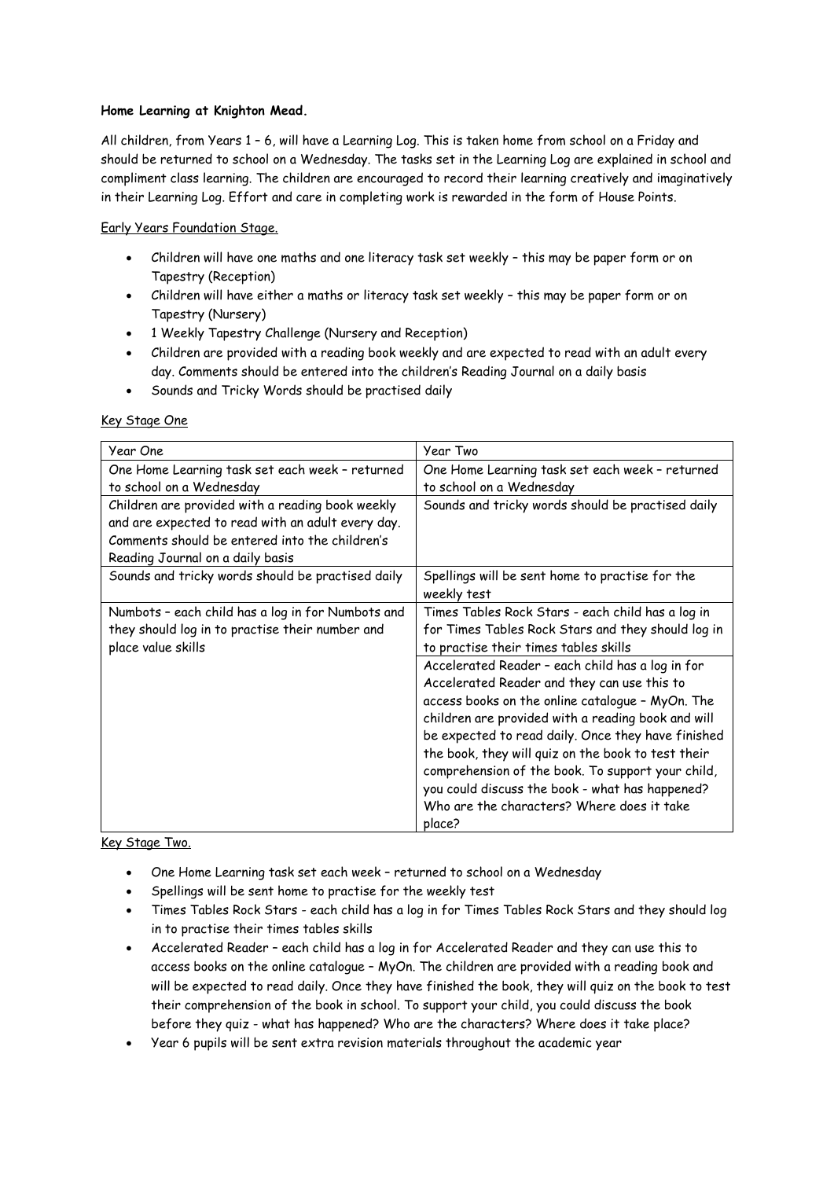**Home Learning at Knighton Mead.**

All children, from Years 1 – 6, will have a Learning Log. This is taken home from school on a Friday and should be returned to school on a Wednesday. The tasks set in the Learning Log are explained in school and compliment class learning. The children are encouraged to record their learning creatively and imaginatively in their Learning Log. Effort and care in completing work is rewarded in the form of House Points.

Early Years Foundation Stage.

- Children will have one maths and one literacy task set weekly – this may be paper form or on Tapestry (Reception)
- Children will have either a maths or literacy task set weekly – this may be paper form or on Tapestry (Nursery)
- 1 Weekly Tapestry Challenge (Nursery and Reception)
- Children are provided with a reading book weekly and are expected to read with an adult every day. Comments should be entered into the children's Reading Journal on a daily basis
- Sounds and Tricky Words should be practised daily

Key Stage One

| Year One | Year Two |
|---|---|
| One Home Learning task set each week – returned to school on a Wednesday | One Home Learning task set each week – returned to school on a Wednesday |
| Children are provided with a reading book weekly and are expected to read with an adult every day. Comments should be entered into the children's Reading Journal on a daily basis | Sounds and tricky words should be practised daily |
| Sounds and tricky words should be practised daily | Spellings will be sent home to practise for the weekly test |
| Numbots – each child has a log in for Numbots and they should log in to practise their number and place value skills | Times Tables Rock Stars - each child has a log in for Times Tables Rock Stars and they should log in to practise their times tables skills |
| | Accelerated Reader – each child has a log in for Accelerated Reader and they can use this to access books on the online catalogue – MyOn. The children are provided with a reading book and will be expected to read daily. Once they have finished the book, they will quiz on the book to test their comprehension of the book. To support your child, you could discuss the book - what has happened? Who are the characters? Where does it take place? |

Key Stage Two.

- One Home Learning task set each week – returned to school on a Wednesday
- Spellings will be sent home to practise for the weekly test
- Times Tables Rock Stars - each child has a log in for Times Tables Rock Stars and they should log in to practise their times tables skills
- Accelerated Reader – each child has a log in for Accelerated Reader and they can use this to access books on the online catalogue – MyOn. The children are provided with a reading book and will be expected to read daily. Once they have finished the book, they will quiz on the book to test their comprehension of the book in school. To support your child, you could discuss the book before they quiz - what has happened? Who are the characters? Where does it take place?
- Year 6 pupils will be sent extra revision materials throughout the academic year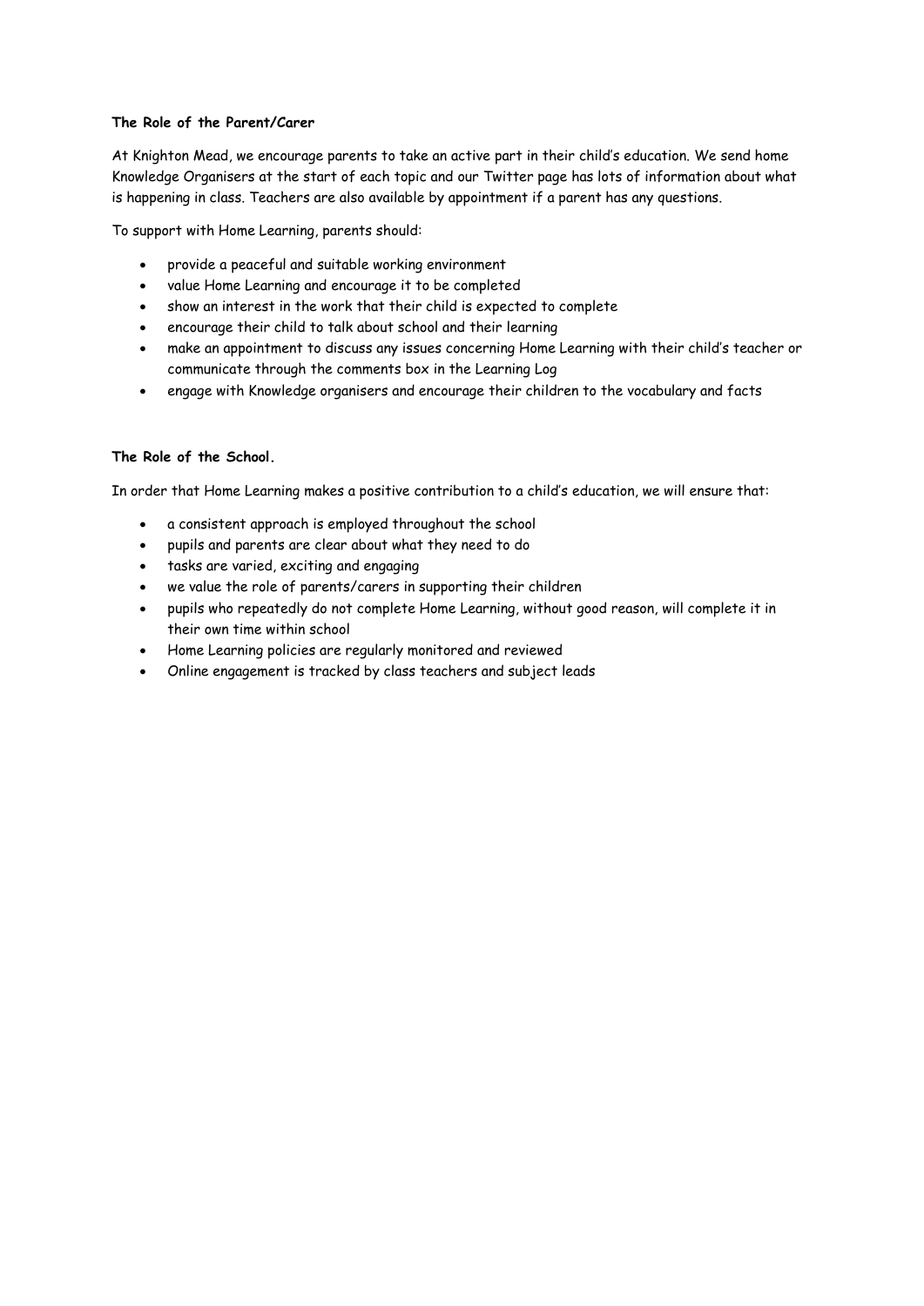**The Role of the Parent/Carer**

At Knighton Mead, we encourage parents to take an active part in their child's education. We send home Knowledge Organisers at the start of each topic and our Twitter page has lots of information about what is happening in class. Teachers are also available by appointment if a parent has any questions.

To support with Home Learning, parents should:

- provide a peaceful and suitable working environment
- value Home Learning and encourage it to be completed
- show an interest in the work that their child is expected to complete
- encourage their child to talk about school and their learning
- make an appointment to discuss any issues concerning Home Learning with their child's teacher or communicate through the comments box in the Learning Log
- engage with Knowledge organisers and encourage their children to the vocabulary and facts

**The Role of the School.**

In order that Home Learning makes a positive contribution to a child's education, we will ensure that:

- a consistent approach is employed throughout the school
- pupils and parents are clear about what they need to do
- tasks are varied, exciting and engaging
- we value the role of parents/carers in supporting their children
- pupils who repeatedly do not complete Home Learning, without good reason, will complete it in their own time within school
- Home Learning policies are regularly monitored and reviewed
- Online engagement is tracked by class teachers and subject leads